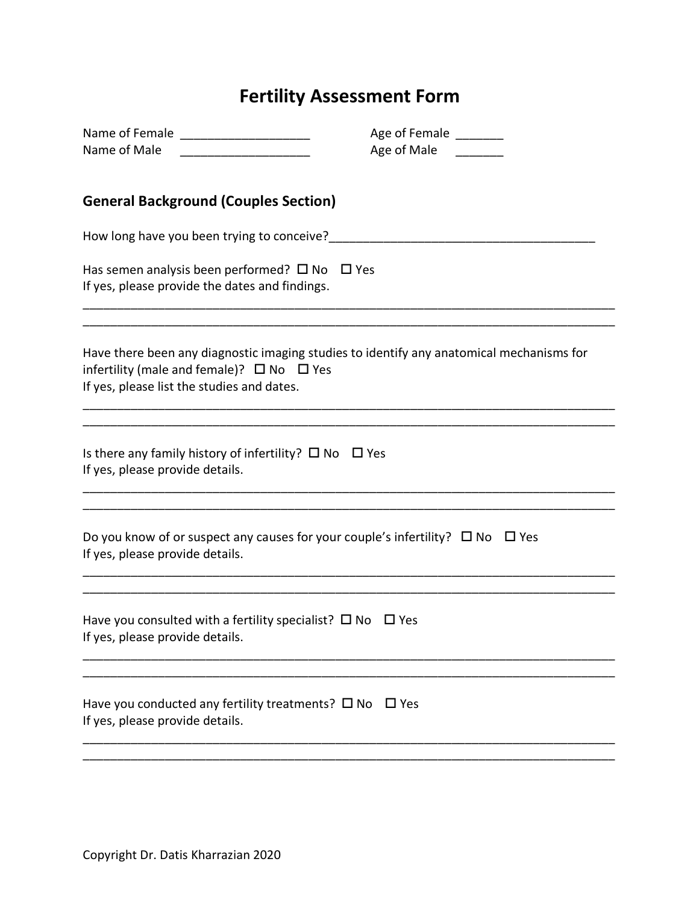# Fertility Assessment Form

Name of Female ___________________ Age of Female _______

Name of Male ___________________ Age of Male _______

## General Background (Couples Section)

How long have you been trying to conceive?_______________________________________

Has semen analysis been performed? ☐ No ☐ Yes

If yes, please provide the dates and findings.

_______________________________________________________________________________

_______________________________________________________________________________

Have there been any diagnostic imaging studies to identify any anatomical mechanisms for infertility (male and female)? ☐ No ☐ Yes

If yes, please list the studies and dates.

_______________________________________________________________________________

_______________________________________________________________________________

Is there any family history of infertility? ☐ No ☐ Yes

If yes, please provide details.

_______________________________________________________________________________

_______________________________________________________________________________

Do you know of or suspect any causes for your couple's infertility? ☐ No ☐ Yes

If yes, please provide details.

_______________________________________________________________________________

_______________________________________________________________________________

Have you consulted with a fertility specialist? ☐ No ☐ Yes

If yes, please provide details.

_______________________________________________________________________________

_______________________________________________________________________________

Have you conducted any fertility treatments? ☐ No ☐ Yes

If yes, please provide details.

_______________________________________________________________________________

_______________________________________________________________________________

Copyright Dr. Datis Kharrazian 2020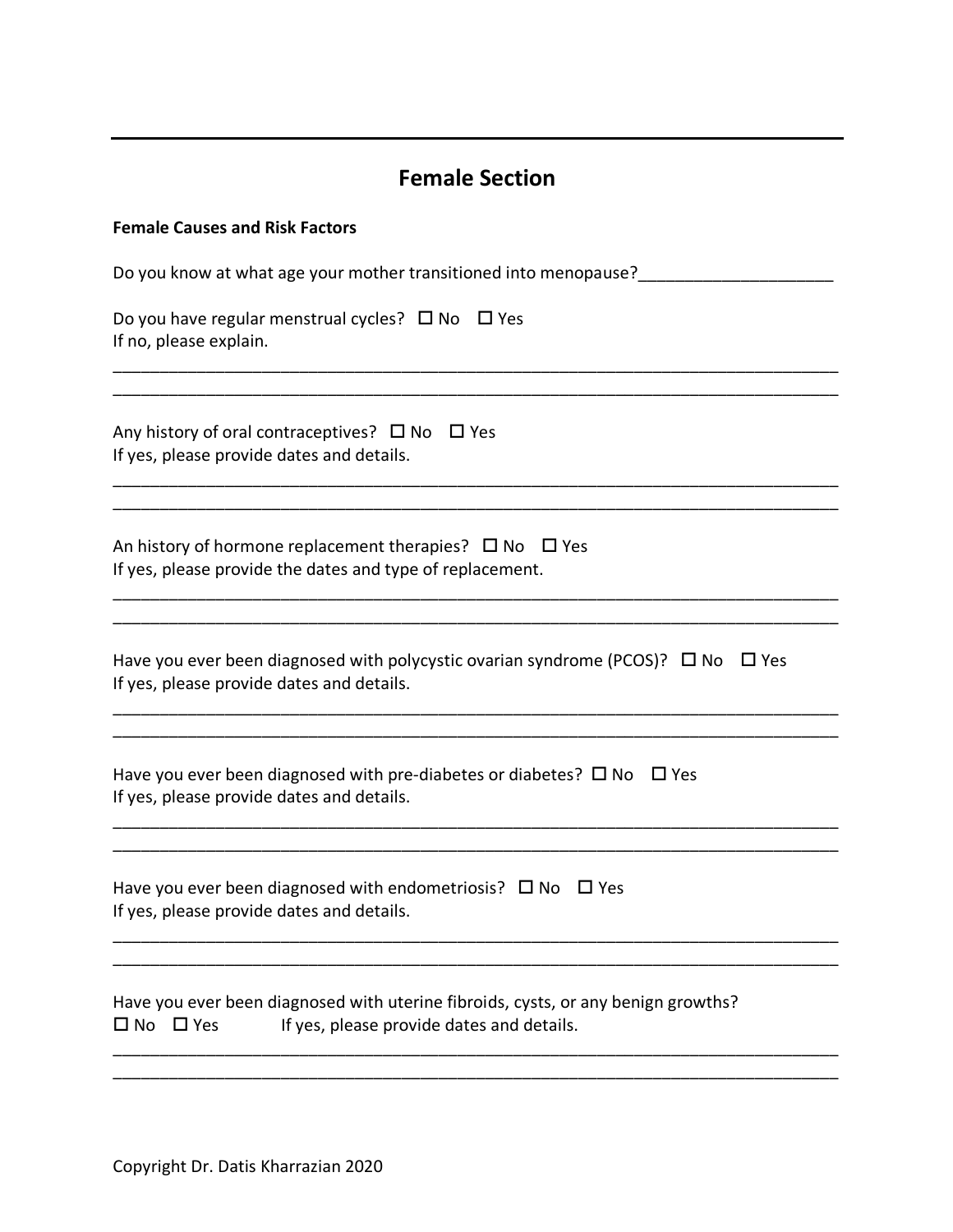## Female Section

**Female Causes and Risk Factors**

Do you know at what age your mother transitioned into menopause?____________________

Do you have regular menstrual cycles? ☐ No ☐ Yes
If no, please explain.

_____________________________________________________________________________
_____________________________________________________________________________

Any history of oral contraceptives? ☐ No ☐ Yes
If yes, please provide dates and details.

_____________________________________________________________________________
_____________________________________________________________________________

An history of hormone replacement therapies? ☐ No ☐ Yes
If yes, please provide the dates and type of replacement.

_____________________________________________________________________________
_____________________________________________________________________________

Have you ever been diagnosed with polycystic ovarian syndrome (PCOS)? ☐ No ☐ Yes
If yes, please provide dates and details.

_____________________________________________________________________________
_____________________________________________________________________________

Have you ever been diagnosed with pre-diabetes or diabetes? ☐ No ☐ Yes
If yes, please provide dates and details.

_____________________________________________________________________________
_____________________________________________________________________________

Have you ever been diagnosed with endometriosis? ☐ No ☐ Yes
If yes, please provide dates and details.

_____________________________________________________________________________
_____________________________________________________________________________

Have you ever been diagnosed with uterine fibroids, cysts, or any benign growths?
☐ No ☐ Yes If yes, please provide dates and details.

_____________________________________________________________________________
_____________________________________________________________________________

Copyright Dr. Datis Kharrazian 2020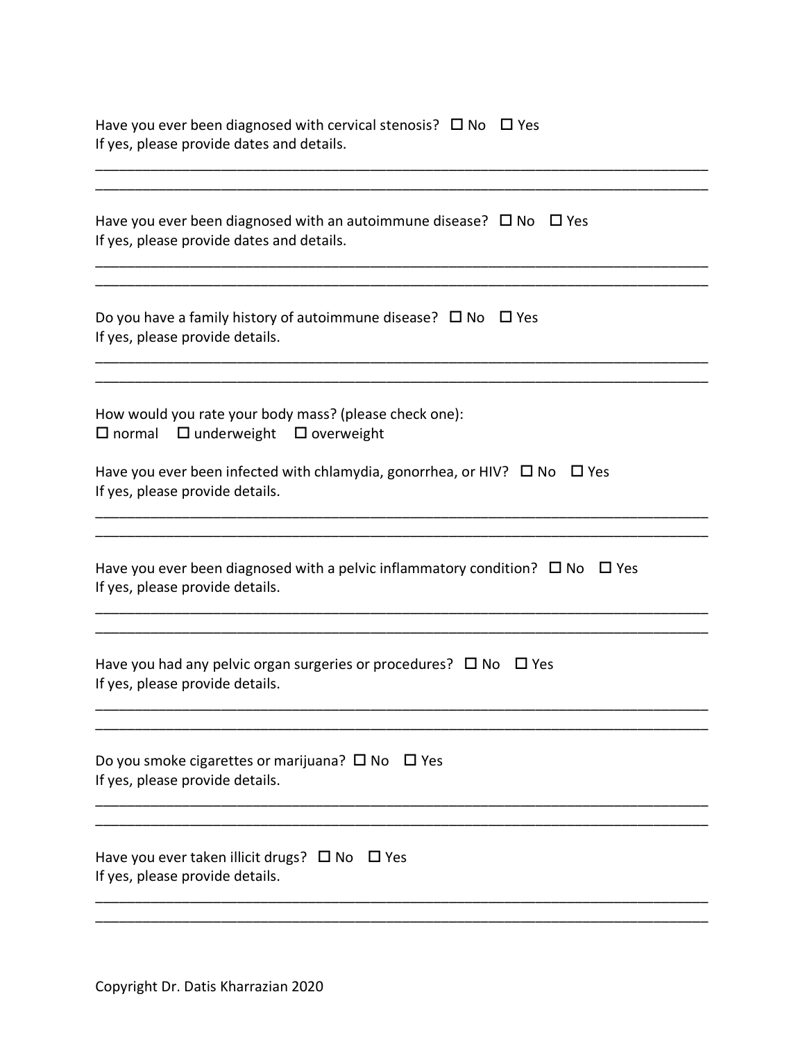Have you ever been diagnosed with cervical stenosis? ☐ No ☐ Yes
If yes, please provide dates and details.

______________________________________________________________________________
______________________________________________________________________________

Have you ever been diagnosed with an autoimmune disease? ☐ No ☐ Yes
If yes, please provide dates and details.

______________________________________________________________________________
______________________________________________________________________________

Do you have a family history of autoimmune disease? ☐ No ☐ Yes
If yes, please provide details.

______________________________________________________________________________
______________________________________________________________________________

How would you rate your body mass? (please check one):
☐ normal ☐ underweight ☐ overweight

Have you ever been infected with chlamydia, gonorrhea, or HIV? ☐ No ☐ Yes
If yes, please provide details.

______________________________________________________________________________
______________________________________________________________________________

Have you ever been diagnosed with a pelvic inflammatory condition? ☐ No ☐ Yes
If yes, please provide details.

______________________________________________________________________________
______________________________________________________________________________

Have you had any pelvic organ surgeries or procedures? ☐ No ☐ Yes
If yes, please provide details.

______________________________________________________________________________
______________________________________________________________________________

Do you smoke cigarettes or marijuana? ☐ No ☐ Yes
If yes, please provide details.

______________________________________________________________________________
______________________________________________________________________________

Have you ever taken illicit drugs? ☐ No ☐ Yes
If yes, please provide details.

______________________________________________________________________________
______________________________________________________________________________

Copyright Dr. Datis Kharrazian 2020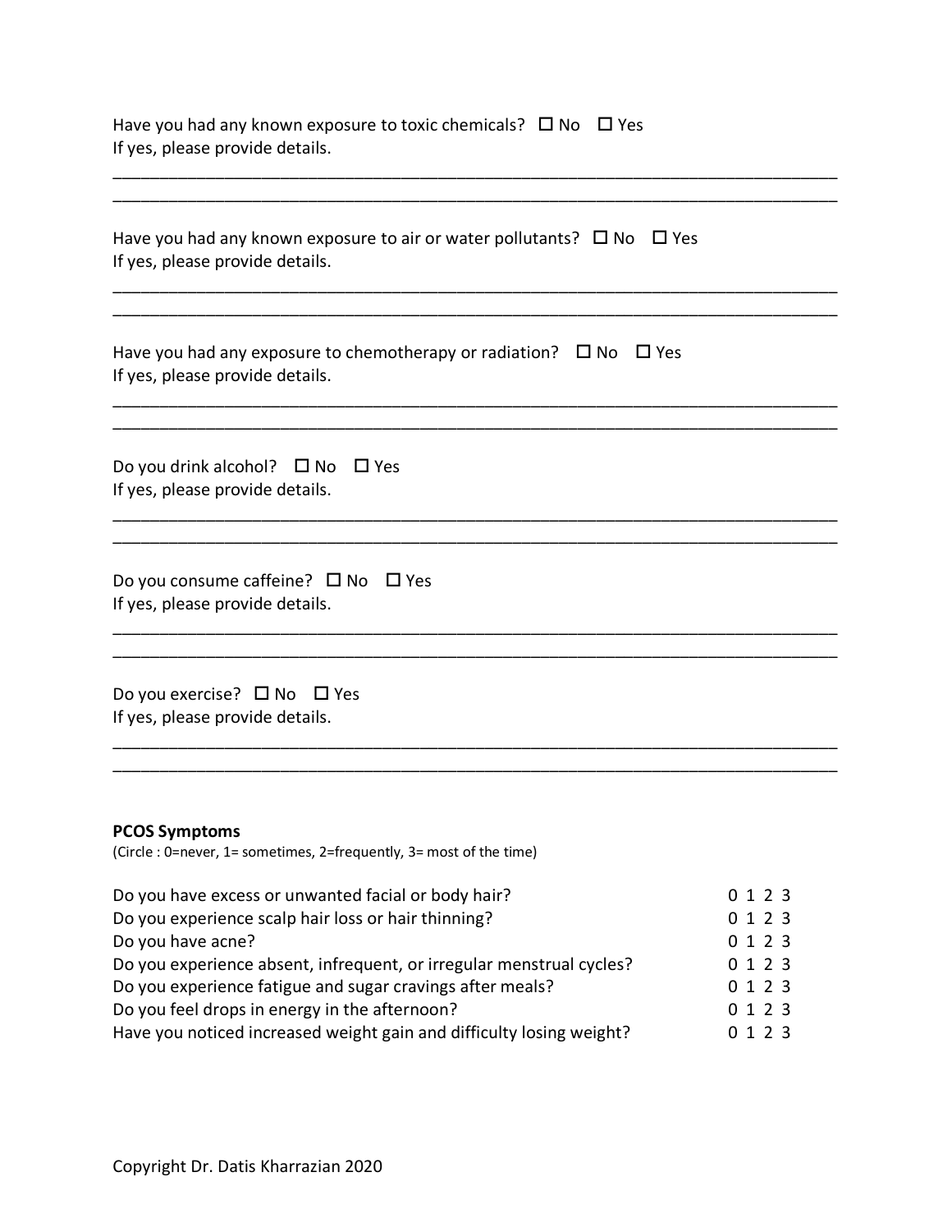Have you had any known exposure to toxic chemicals? ☐ No ☐ Yes
If yes, please provide details.

___________________________________________________________________________
___________________________________________________________________________

Have you had any known exposure to air or water pollutants? ☐ No ☐ Yes
If yes, please provide details.

___________________________________________________________________________
___________________________________________________________________________

Have you had any exposure to chemotherapy or radiation? ☐ No ☐ Yes
If yes, please provide details.

___________________________________________________________________________
___________________________________________________________________________

Do you drink alcohol? ☐ No ☐ Yes
If yes, please provide details.

___________________________________________________________________________
___________________________________________________________________________

Do you consume caffeine? ☐ No ☐ Yes
If yes, please provide details.

___________________________________________________________________________
___________________________________________________________________________

Do you exercise? ☐ No ☐ Yes
If yes, please provide details.

___________________________________________________________________________
___________________________________________________________________________

**PCOS Symptoms**
(Circle : 0=never, 1= sometimes, 2=frequently, 3= most of the time)

| | |
|---|---|
| Do you have excess or unwanted facial or body hair? | 0 1 2 3 |
| Do you experience scalp hair loss or hair thinning? | 0 1 2 3 |
| Do you have acne? | 0 1 2 3 |
| Do you experience absent, infrequent, or irregular menstrual cycles? | 0 1 2 3 |
| Do you experience fatigue and sugar cravings after meals? | 0 1 2 3 |
| Do you feel drops in energy in the afternoon? | 0 1 2 3 |
| Have you noticed increased weight gain and difficulty losing weight? | 0 1 2 3 |

Copyright Dr. Datis Kharrazian 2020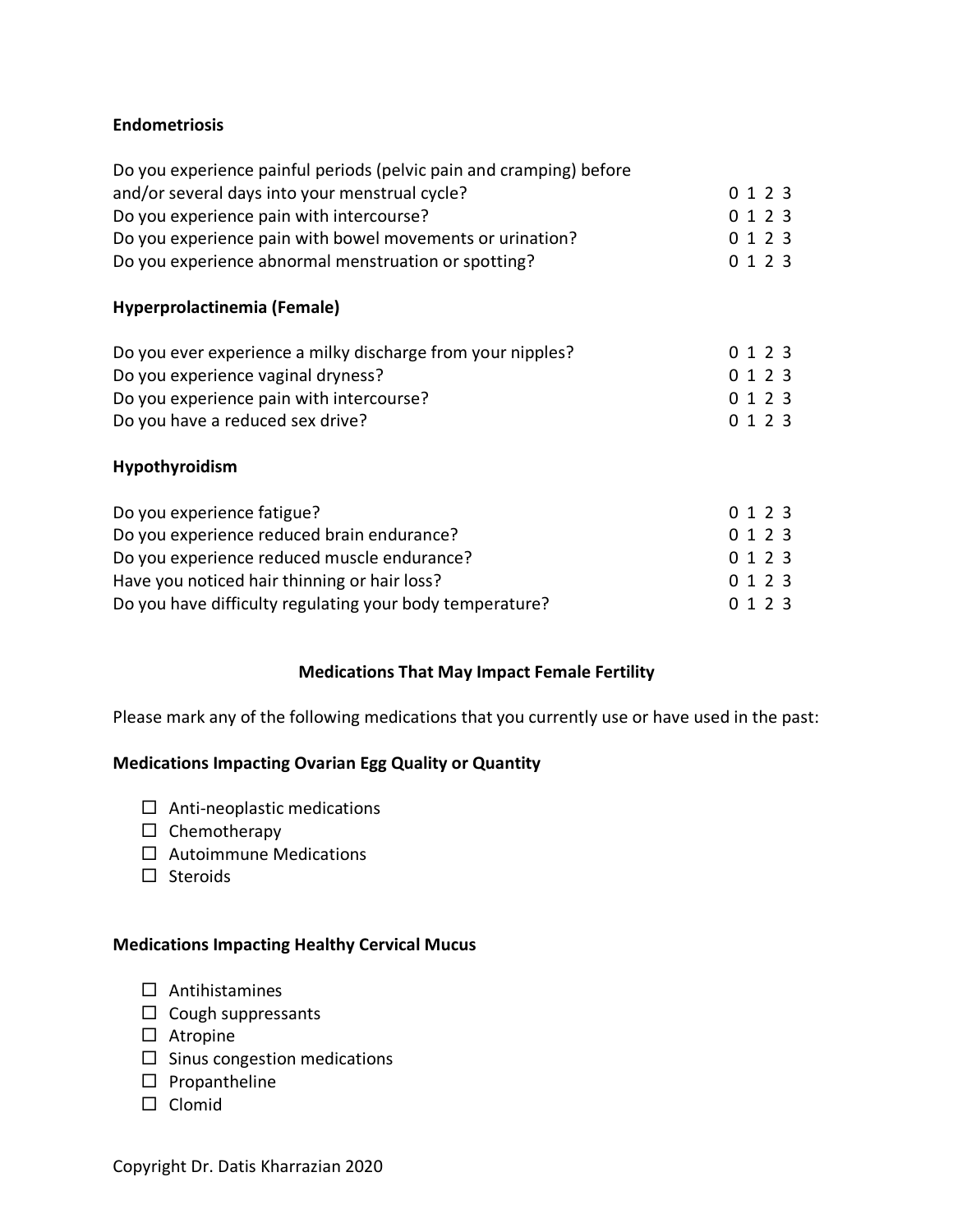**Endometriosis**

| | |
|---|---|
| Do you experience painful periods (pelvic pain and cramping) before and/or several days into your menstrual cycle? | 0 1 2 3 |
| Do you experience pain with intercourse? | 0 1 2 3 |
| Do you experience pain with bowel movements or urination? | 0 1 2 3 |
| Do you experience abnormal menstruation or spotting? | 0 1 2 3 |

**Hyperprolactinemia (Female)**

| | |
|---|---|
| Do you ever experience a milky discharge from your nipples? | 0 1 2 3 |
| Do you experience vaginal dryness? | 0 1 2 3 |
| Do you experience pain with intercourse? | 0 1 2 3 |
| Do you have a reduced sex drive? | 0 1 2 3 |

**Hypothyroidism**

| | |
|---|---|
| Do you experience fatigue? | 0 1 2 3 |
| Do you experience reduced brain endurance? | 0 1 2 3 |
| Do you experience reduced muscle endurance? | 0 1 2 3 |
| Have you noticed hair thinning or hair loss? | 0 1 2 3 |
| Do you have difficulty regulating your body temperature? | 0 1 2 3 |

**Medications That May Impact Female Fertility**

Please mark any of the following medications that you currently use or have used in the past:

**Medications Impacting Ovarian Egg Quality or Quantity**

- ☐ Anti-neoplastic medications
- ☐ Chemotherapy
- ☐ Autoimmune Medications
- ☐ Steroids

**Medications Impacting Healthy Cervical Mucus**

- ☐ Antihistamines
- ☐ Cough suppressants
- ☐ Atropine
- ☐ Sinus congestion medications
- ☐ Propantheline
- ☐ Clomid

Copyright Dr. Datis Kharrazian 2020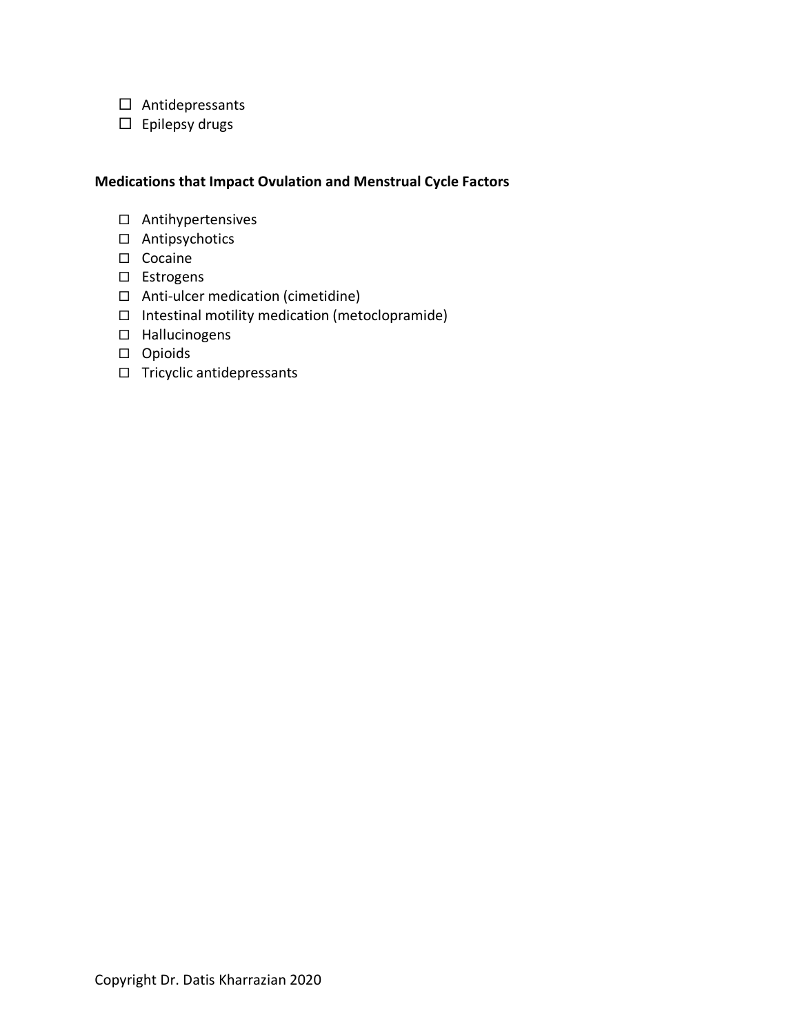- ☐ Antidepressants
- ☐ Epilepsy drugs

**Medications that Impact Ovulation and Menstrual Cycle Factors**

- ☐ Antihypertensives
- ☐ Antipsychotics
- ☐ Cocaine
- ☐ Estrogens
- ☐ Anti-ulcer medication (cimetidine)
- ☐ Intestinal motility medication (metoclopramide)
- ☐ Hallucinogens
- ☐ Opioids
- ☐ Tricyclic antidepressants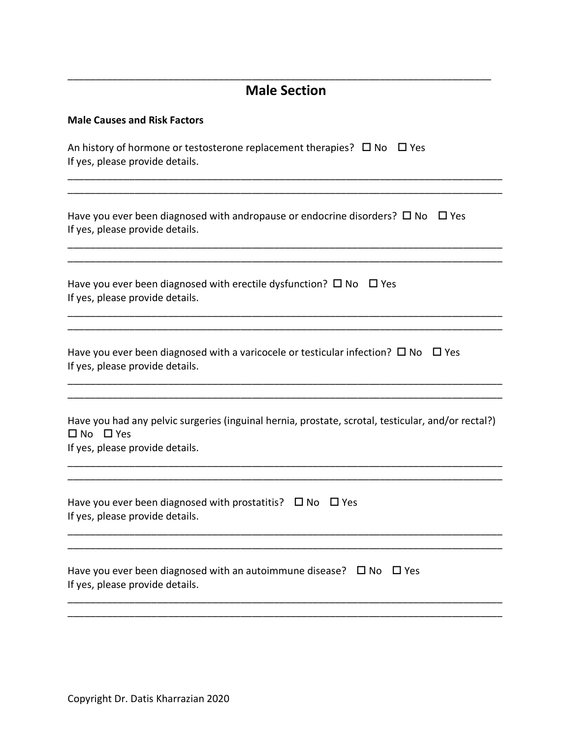## Male Section

**Male Causes and Risk Factors**

An history of hormone or testosterone replacement therapies? ☐ No ☐ Yes
If yes, please provide details.

______________________________________________________________________________
______________________________________________________________________________

Have you ever been diagnosed with andropause or endocrine disorders? ☐ No ☐ Yes
If yes, please provide details.

______________________________________________________________________________
______________________________________________________________________________

Have you ever been diagnosed with erectile dysfunction? ☐ No ☐ Yes
If yes, please provide details.

______________________________________________________________________________
______________________________________________________________________________

Have you ever been diagnosed with a varicocele or testicular infection? ☐ No ☐ Yes
If yes, please provide details.

______________________________________________________________________________
______________________________________________________________________________

Have you had any pelvic surgeries (inguinal hernia, prostate, scrotal, testicular, and/or rectal?)
☐ No ☐ Yes
If yes, please provide details.

______________________________________________________________________________
______________________________________________________________________________

Have you ever been diagnosed with prostatitis? ☐ No ☐ Yes
If yes, please provide details.

______________________________________________________________________________
______________________________________________________________________________

Have you ever been diagnosed with an autoimmune disease? ☐ No ☐ Yes
If yes, please provide details.

______________________________________________________________________________
______________________________________________________________________________

Copyright Dr. Datis Kharrazian 2020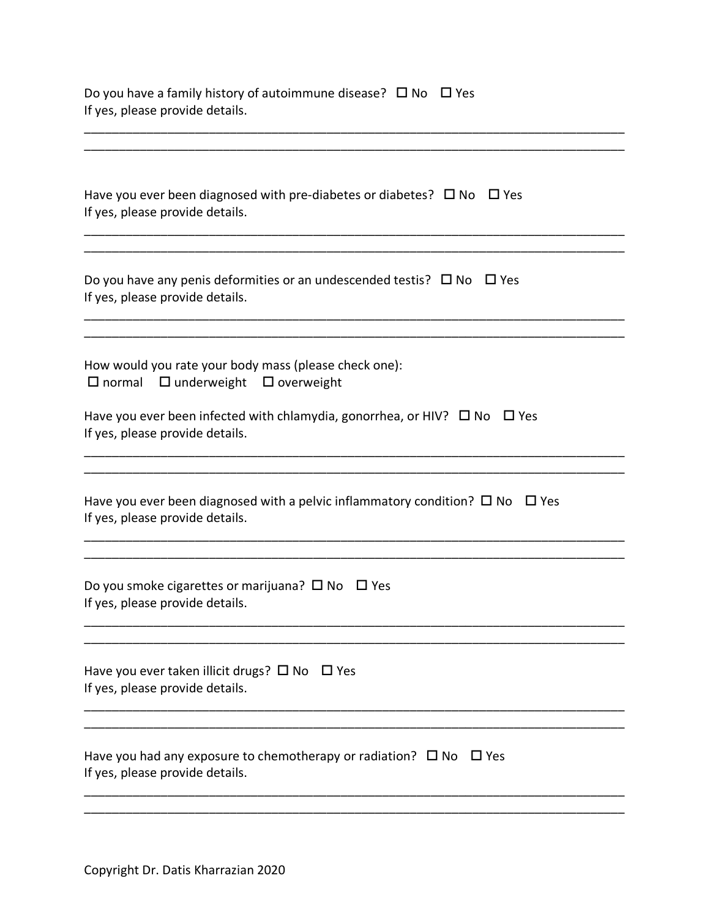Do you have a family history of autoimmune disease? ☐ No ☐ Yes
If yes, please provide details.

_____________________________________________________________________________
_____________________________________________________________________________

Have you ever been diagnosed with pre-diabetes or diabetes? ☐ No ☐ Yes
If yes, please provide details.

_____________________________________________________________________________
_____________________________________________________________________________

Do you have any penis deformities or an undescended testis? ☐ No ☐ Yes
If yes, please provide details.

_____________________________________________________________________________
_____________________________________________________________________________

How would you rate your body mass (please check one):
☐ normal ☐ underweight ☐ overweight

Have you ever been infected with chlamydia, gonorrhea, or HIV? ☐ No ☐ Yes
If yes, please provide details.

_____________________________________________________________________________
_____________________________________________________________________________

Have you ever been diagnosed with a pelvic inflammatory condition? ☐ No ☐ Yes
If yes, please provide details.

_____________________________________________________________________________
_____________________________________________________________________________

Do you smoke cigarettes or marijuana? ☐ No ☐ Yes
If yes, please provide details.

_____________________________________________________________________________
_____________________________________________________________________________

Have you ever taken illicit drugs? ☐ No ☐ Yes
If yes, please provide details.

_____________________________________________________________________________
_____________________________________________________________________________

Have you had any exposure to chemotherapy or radiation? ☐ No ☐ Yes
If yes, please provide details.

_____________________________________________________________________________
_____________________________________________________________________________

Copyright Dr. Datis Kharrazian 2020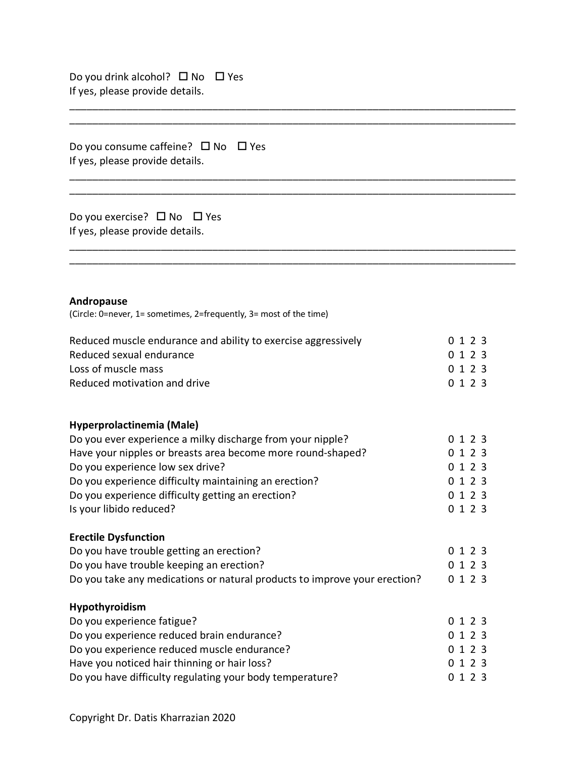Do you drink alcohol? ☐ No ☐ Yes
If yes, please provide details.

______________________________________________________________________________
______________________________________________________________________________

Do you consume caffeine? ☐ No ☐ Yes
If yes, please provide details.

______________________________________________________________________________
______________________________________________________________________________

Do you exercise? ☐ No ☐ Yes
If yes, please provide details.

______________________________________________________________________________
______________________________________________________________________________

**Andropause**
(Circle: 0=never, 1= sometimes, 2=frequently, 3= most of the time)

| | |
|---|---|
| Reduced muscle endurance and ability to exercise aggressively | 0 1 2 3 |
| Reduced sexual endurance | 0 1 2 3 |
| Loss of muscle mass | 0 1 2 3 |
| Reduced motivation and drive | 0 1 2 3 |

**Hyperprolactinemia (Male)**

| | |
|---|---|
| Do you ever experience a milky discharge from your nipple? | 0 1 2 3 |
| Have your nipples or breasts area become more round-shaped? | 0 1 2 3 |
| Do you experience low sex drive? | 0 1 2 3 |
| Do you experience difficulty maintaining an erection? | 0 1 2 3 |
| Do you experience difficulty getting an erection? | 0 1 2 3 |
| Is your libido reduced? | 0 1 2 3 |

**Erectile Dysfunction**

| | |
|---|---|
| Do you have trouble getting an erection? | 0 1 2 3 |
| Do you have trouble keeping an erection? | 0 1 2 3 |
| Do you take any medications or natural products to improve your erection? | 0 1 2 3 |

**Hypothyroidism**

| | |
|---|---|
| Do you experience fatigue? | 0 1 2 3 |
| Do you experience reduced brain endurance? | 0 1 2 3 |
| Do you experience reduced muscle endurance? | 0 1 2 3 |
| Have you noticed hair thinning or hair loss? | 0 1 2 3 |
| Do you have difficulty regulating your body temperature? | 0 1 2 3 |

Copyright Dr. Datis Kharrazian 2020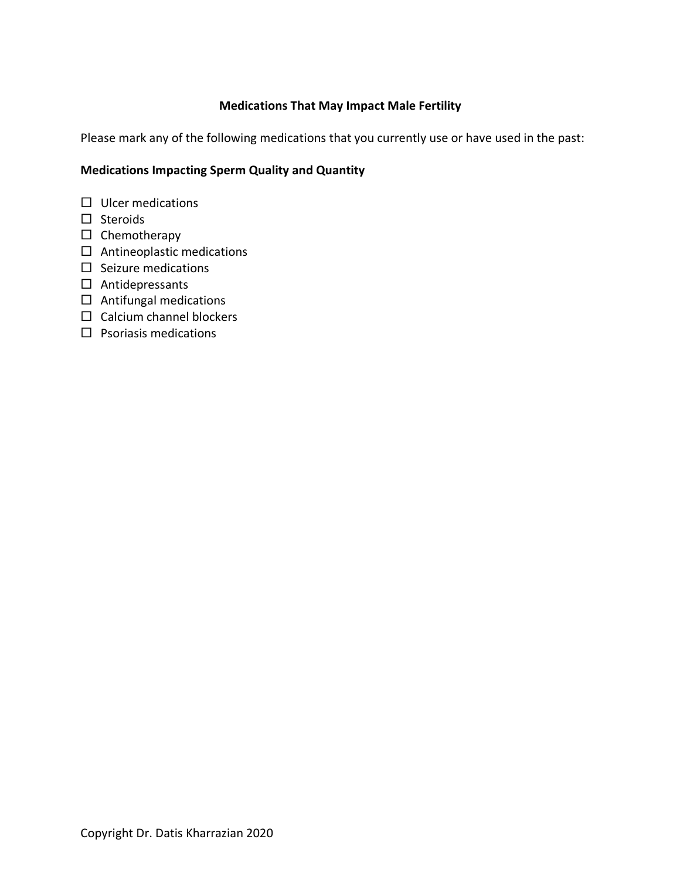## Medications That May Impact Male Fertility

Please mark any of the following medications that you currently use or have used in the past:

### Medications Impacting Sperm Quality and Quantity

- ☐ Ulcer medications
- ☐ Steroids
- ☐ Chemotherapy
- ☐ Antineoplastic medications
- ☐ Seizure medications
- ☐ Antidepressants
- ☐ Antifungal medications
- ☐ Calcium channel blockers
- ☐ Psoriasis medications

Copyright Dr. Datis Kharrazian 2020